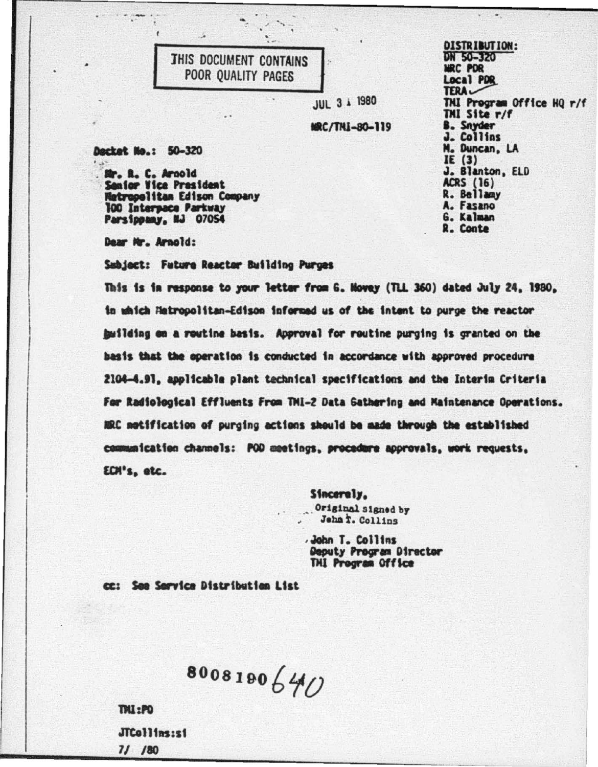THIS DOCUMENT CONTAINS
POOR QUALITY PAGES

JUL 31 1980

NRC/TMI-80-119

DISTRIBUTION:
DN 50-320
NRC PDR
Local PDR
TERA
TMI Program Office HQ r/f
TMI Site r/f
B. Snyder
J. Collins
M. Duncan, LA
IE (3)
J. Blanton, ELD
ACRS (16)
R. Bellamy
A. Fasano
G. Kalman
R. Conte

Docket No.: 50-320

Mr. R. C. Arnold
Senior Vice President
Metropolitan Edison Company
100 Interpace Parkway
Parsippany, NJ 07054

Dear Mr. Arnold:

Subject: Future Reactor Building Purges

This is in response to your letter from G. Hovey (TLL 360) dated July 24, 1980, in which Metropolitan-Edison informed us of the intent to purge the reactor building on a routine basis. Approval for routine purging is granted on the basis that the operation is conducted in accordance with approved procedure 2104-4.91, applicable plant technical specifications and the Interim Criteria For Radiological Effluents From TMI-2 Data Gathering and Maintenance Operations. NRC notification of purging actions should be made through the established communication channels: POD meetings, procedure approvals, work requests, ECM's, etc.

Sincerely,

Original signed by
John T. Collins

John T. Collins
Deputy Program Director
TMI Program Office

cc: See Service Distribution List

8008190640

TMI:PO

JTCollins:sl

7/ /80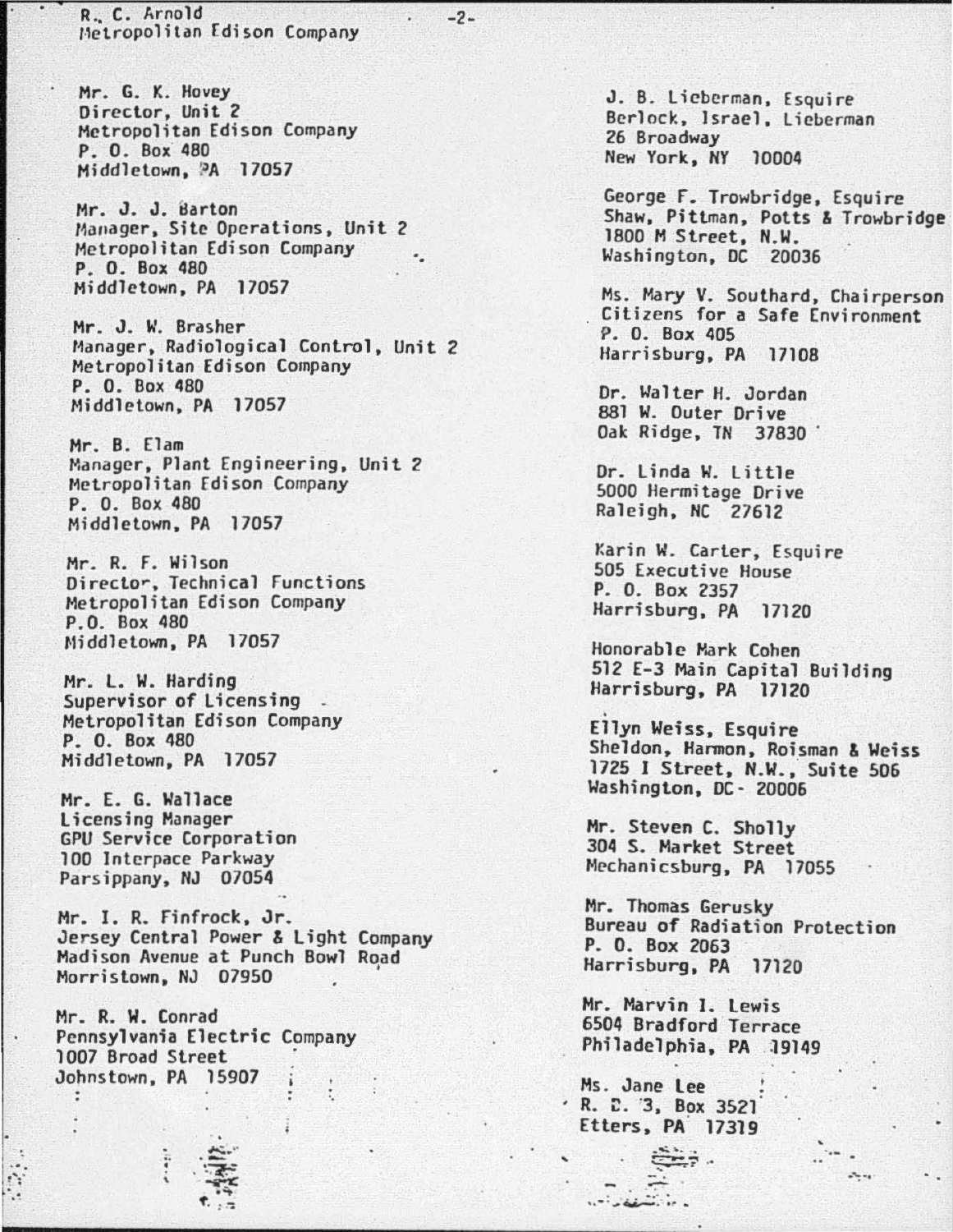Mr. G. K. Hovey
Director, Unit 2
Metropolitan Edison Company
P. O. Box 480
Middletown, PA 17057

Mr. J. J. Barton
Manager, Site Operations, Unit 2
Metropolitan Edison Company
P. O. Box 480
Middletown, PA 17057

Mr. J. W. Brasher
Manager, Radiological Control, Unit 2
Metropolitan Edison Company
P. O. Box 480
Middletown, PA 17057

Mr. B. Elam
Manager, Plant Engineering, Unit 2
Metropolitan Edison Company
P. O. Box 480
Middletown, PA 17057

Mr. R. F. Wilson
Director, Technical Functions
Metropolitan Edison Company
P.O. Box 480
Middletown, PA 17057

Mr. L. W. Harding
Supervisor of Licensing
Metropolitan Edison Company
P. O. Box 480
Middletown, PA 17057

Mr. E. G. Wallace
Licensing Manager
GPU Service Corporation
100 Interpace Parkway
Parsippany, NJ 07054

Mr. I. R. Finfrock, Jr.
Jersey Central Power & Light Company
Madison Avenue at Punch Bowl Road
Morristown, NJ 07950

Mr. R. W. Conrad
Pennsylvania Electric Company
1007 Broad Street
Johnstown, PA 15907

J. B. Lieberman, Esquire
Berlock, Israel, Lieberman
26 Broadway
New York, NY 10004

George F. Trowbridge, Esquire
Shaw, Pittman, Potts & Trowbridge
1800 M Street, N.W.
Washington, DC 20036

Ms. Mary V. Southard, Chairperson
Citizens for a Safe Environment
P. O. Box 405
Harrisburg, PA 17108

Dr. Walter H. Jordan
881 W. Outer Drive
Oak Ridge, TN 37830

Dr. Linda W. Little
5000 Hermitage Drive
Raleigh, NC 27612

Karin W. Carter, Esquire
505 Executive House
P. O. Box 2357
Harrisburg, PA 17120

Honorable Mark Cohen
512 E-3 Main Capital Building
Harrisburg, PA 17120

Ellyn Weiss, Esquire
Sheldon, Harmon, Roisman & Weiss
1725 I Street, N.W., Suite 506
Washington, DC 20006

Mr. Steven C. Sholly
304 S. Market Street
Mechanicsburg, PA 17055

Mr. Thomas Gerusky
Bureau of Radiation Protection
P. O. Box 2063
Harrisburg, PA 17120

Mr. Marvin I. Lewis
6504 Bradford Terrace
Philadelphia, PA 19149

Ms. Jane Lee
R. D. 3, Box 3521
Etters, PA 17319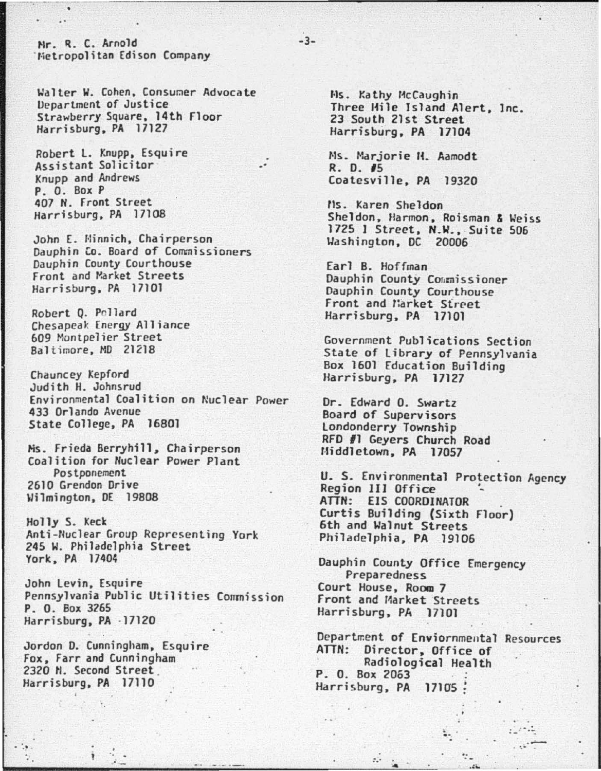Mr. R. C. Arnold
Metropolitan Edison Company

Walter W. Cohen, Consumer Advocate
Department of Justice
Strawberry Square, 14th Floor
Harrisburg, PA 17127

Robert L. Knupp, Esquire
Assistant Solicitor
Knupp and Andrews
P. O. Box P
407 N. Front Street
Harrisburg, PA 17108

John E. Minnich, Chairperson
Dauphin Co. Board of Commissioners
Dauphin County Courthouse
Front and Market Streets
Harrisburg, PA 17101

Robert Q. Pollard
Chesapeak Energy Alliance
609 Montpelier Street
Baltimore, MD 21218

Chauncey Kepford
Judith H. Johnsrud
Environmental Coalition on Nuclear Power
433 Orlando Avenue
State College, PA 16801

Ms. Frieda Berryhill, Chairperson
Coalition for Nuclear Power Plant Postponement
2610 Grendon Drive
Wilmington, DE 19808

Holly S. Keck
Anti-Nuclear Group Representing York
245 W. Philadelphia Street
York, PA 17404

John Levin, Esquire
Pennsylvania Public Utilities Commission
P. O. Box 3265
Harrisburg, PA 17120

Jordon D. Cunningham, Esquire
Fox, Farr and Cunningham
2320 N. Second Street
Harrisburg, PA 17110

Ms. Kathy McCaughin
Three Mile Island Alert, Inc.
23 South 21st Street
Harrisburg, PA 17104

Ms. Marjorie M. Aamodt
R. D. #5
Coatesville, PA 19320

Ms. Karen Sheldon
Sheldon, Harmon, Roisman & Weiss
1725 I Street, N.W., Suite 506
Washington, DC 20006

Earl B. Hoffman
Dauphin County Commissioner
Dauphin County Courthouse
Front and Market Street
Harrisburg, PA 17101

Government Publications Section
State of Library of Pennsylvania
Box 1601 Education Building
Harrisburg, PA 17127

Dr. Edward O. Swartz
Board of Supervisors
Londonderry Township
RFD #1 Geyers Church Road
Middletown, PA 17057

U. S. Environmental Protection Agency
Region III Office
ATTN: EIS COORDINATOR
Curtis Building (Sixth Floor)
6th and Walnut Streets
Philadelphia, PA 19106

Dauphin County Office Emergency Preparedness
Court House, Room 7
Front and Market Streets
Harrisburg, PA 17101

Department of Enviornmental Resources
ATTN: Director, Office of Radiological Health
P. O. Box 2063
Harrisburg, PA 17105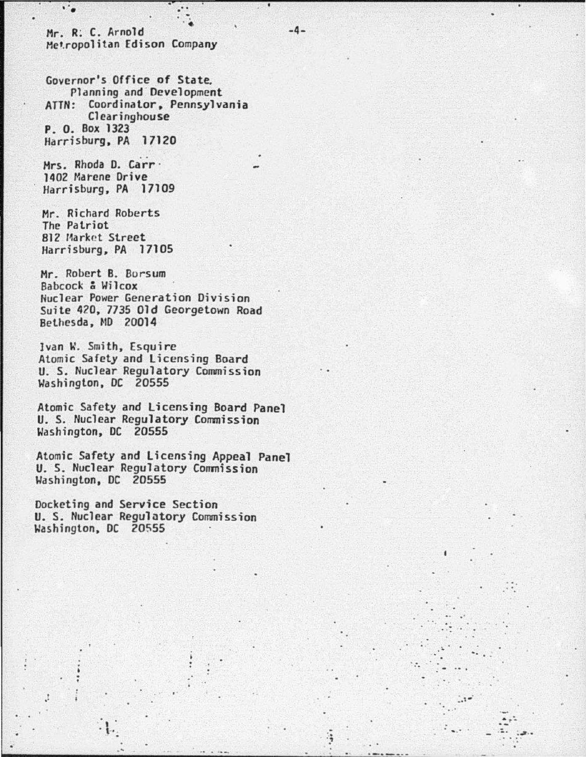Mr. R. C. Arnold
Metropolitan Edison Company

Governor's Office of State
Planning and Development
ATTN: Coordinator, Pennsylvania
Clearinghouse
P. O. Box 1323
Harrisburg, PA 17120

Mrs. Rhoda D. Carr
1402 Marene Drive
Harrisburg, PA 17109

Mr. Richard Roberts
The Patriot
812 Market Street
Harrisburg, PA 17105

Mr. Robert B. Borsum
Babcock & Wilcox
Nuclear Power Generation Division
Suite 420, 7735 Old Georgetown Road
Bethesda, MD 20014

Ivan W. Smith, Esquire
Atomic Safety and Licensing Board
U. S. Nuclear Regulatory Commission
Washington, DC 20555

Atomic Safety and Licensing Board Panel
U. S. Nuclear Regulatory Commission
Washington, DC 20555

Atomic Safety and Licensing Appeal Panel
U. S. Nuclear Regulatory Commission
Washington, DC 20555

Docketing and Service Section
U. S. Nuclear Regulatory Commission
Washington, DC 20555